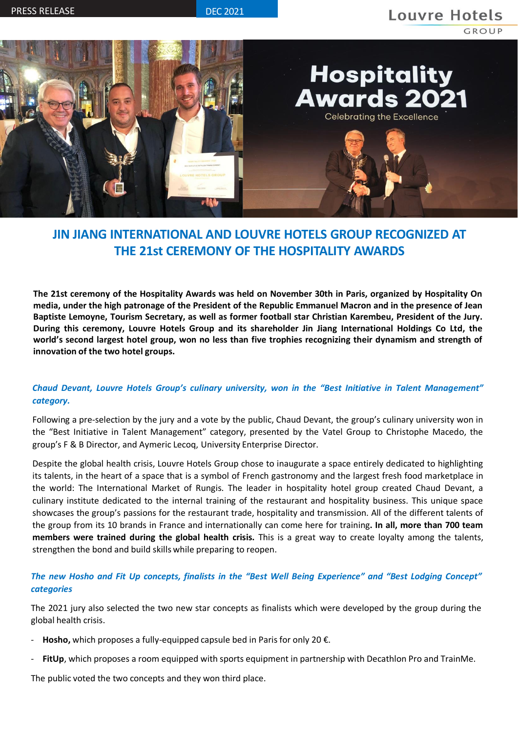PRESS RELEASE DEC 2021

# JIN JIANG INTERNATIONAL AND LOUVRE HOTELS GROUP RECOGNIZED AT THE 21st CEREMONY OF THE HOSPITALITY AWARDS

**The 21st ceremony of the Hospitality Awards was held on November 30th in Paris, organized by Hospitality On media, under the high patronage of the President of the Republic Emmanuel Macron and in the presence of Jean Baptiste Lemoyne, Tourism Secretary, as well as former football star Christian Karembeu, President of the Jury. During this ceremony, Louvre Hotels Group and its shareholder Jin Jiang International Holdings Co Ltd, the world's second largest hotel group, won no less than five trophies recognizing their dynamism and strength of innovation of the two hotel groups.**

## *Chaud Devant, Louvre Hotels Group's culinary university, won in the "Best Initiative in Talent Management" category.*

Following a pre-selection by the jury and a vote by the public, Chaud Devant, the group's culinary university won in the "Best Initiative in Talent Management" category, presented by the Vatel Group to Christophe Macedo, the group's F & B Director, and Aymeric Lecoq, University Enterprise Director.

Despite the global health crisis, Louvre Hotels Group chose to inaugurate a space entirely dedicated to highlighting its talents, in the heart of a space that is a symbol of French gastronomy and the largest fresh food marketplace in the world: The International Market of Rungis. The leader in hospitality hotel group created Chaud Devant, a culinary institute dedicated to the internal training of the restaurant and hospitality business. This unique space showcases the group's passions for the restaurant trade, hospitality and transmission. All of the different talents of the group from its 10 brands in France and internationally can come here for training**. In all, more than 700 team members were trained during the global health crisis.** This is a great way to create loyalty among the talents, strengthen the bond and build skills while preparing to reopen.

## *The new Hosho and Fit Up concepts, finalists in the "Best Well Being Experience" and "Best Lodging Concept" categories*

The 2021 jury also selected the two new star concepts as finalists which were developed by the group during the global health crisis.

- **Hosho,** which proposes a fully-equipped capsule bed in Paris for only 20 €.
- **FitUp**, which proposes a room equipped with sports equipment in partnership with Decathlon Pro and TrainMe.

The public voted the two concepts and they won third place.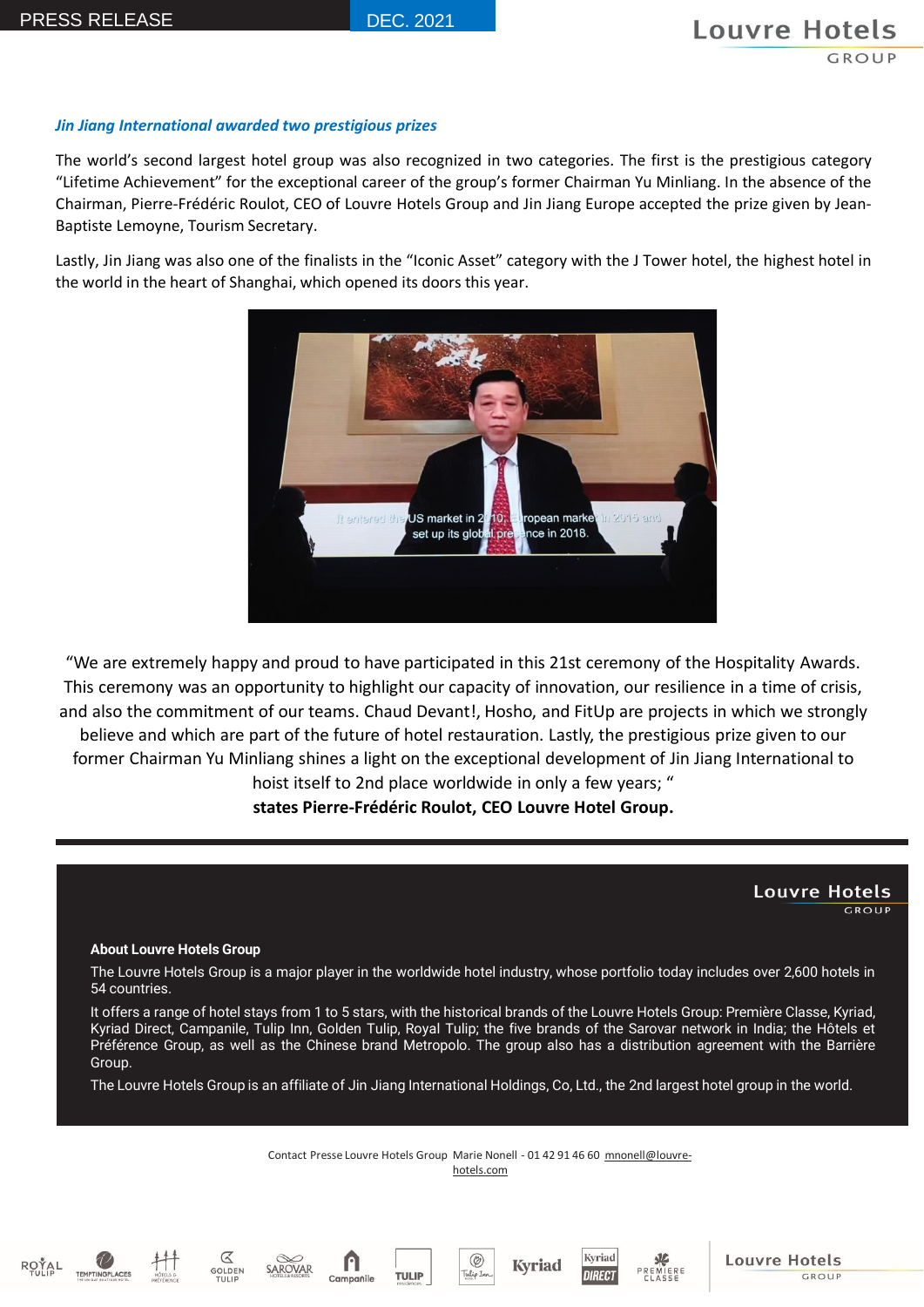***Jin Jiang International awarded two prestigious prizes***

The world's second largest hotel group was also recognized in two categories. The first is the prestigious category "Lifetime Achievement" for the exceptional career of the group's former Chairman Yu Minliang. In the absence of the Chairman, Pierre-Frédéric Roulot, CEO of Louvre Hotels Group and Jin Jiang Europe accepted the prize given by Jean-Baptiste Lemoyne, Tourism Secretary.

Lastly, Jin Jiang was also one of the finalists in the "Iconic Asset" category with the J Tower hotel, the highest hotel in the world in the heart of Shanghai, which opened its doors this year.

"We are extremely happy and proud to have participated in this 21st ceremony of the Hospitality Awards. This ceremony was an opportunity to highlight our capacity of innovation, our resilience in a time of crisis, and also the commitment of our teams. Chaud Devant!, Hosho, and FitUp are projects in which we strongly believe and which are part of the future of hotel restauration. Lastly, the prestigious prize given to our former Chairman Yu Minliang shines a light on the exceptional development of Jin Jiang International to hoist itself to 2nd place worldwide in only a few years; "

**states Pierre-Frédéric Roulot, CEO Louvre Hotel Group.**

---

**About Louvre Hotels Group**

The Louvre Hotels Group is a major player in the worldwide hotel industry, whose portfolio today includes over 2,600 hotels in 54 countries.

It offers a range of hotel stays from 1 to 5 stars, with the historical brands of the Louvre Hotels Group: Première Classe, Kyriad, Kyriad Direct, Campanile, Tulip Inn, Golden Tulip, Royal Tulip; the five brands of the Sarovar network in India; the Hôtels et Préférence Group, as well as the Chinese brand Metropolo. The group also has a distribution agreement with the Barrière Group.

The Louvre Hotels Group is an affiliate of Jin Jiang International Holdings, Co, Ltd., the 2nd largest hotel group in the world.

Contact Presse Louvre Hotels Group Marie Nonell - 01 42 91 46 60 mnonell@louvre-hotels.com